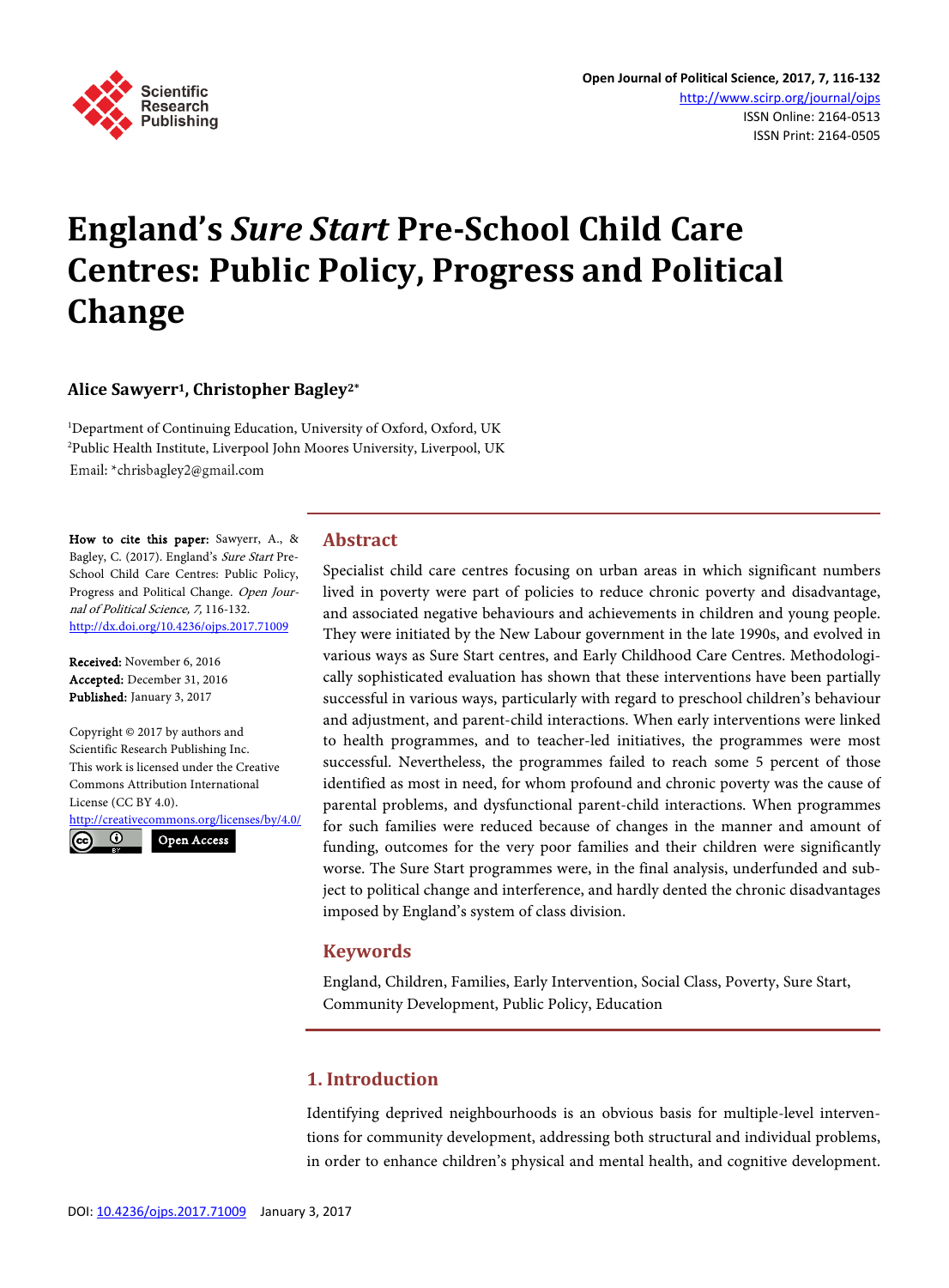# England's *Sure Start* Pre-School Child Care Centres: Public Policy, Progress and Political Change

**Alice Sawyerr[1], Christopher Bagley[2*]**

[1]Department of Continuing Education, University of Oxford, Oxford, UK
[2]Public Health Institute, Liverpool John Moores University, Liverpool, UK
Email: *chrisbagley2@gmail.com

**How to cite this paper:** Sawyerr, A., & Bagley, C. (2017). England's *Sure Start* Pre-School Child Care Centres: Public Policy, Progress and Political Change. *Open Journal of Political Science, 7,* 116-132.
http://dx.doi.org/10.4236/ojps.2017.71009

**Received:** November 6, 2016
**Accepted:** December 31, 2016
**Published:** January 3, 2017

Copyright © 2017 by authors and Scientific Research Publishing Inc.
This work is licensed under the Creative Commons Attribution International License (CC BY 4.0).
http://creativecommons.org/licenses/by/4.0/
Open Access

## Abstract

Specialist child care centres focusing on urban areas in which significant numbers lived in poverty were part of policies to reduce chronic poverty and disadvantage, and associated negative behaviours and achievements in children and young people. They were initiated by the New Labour government in the late 1990s, and evolved in various ways as Sure Start centres, and Early Childhood Care Centres. Methodologically sophisticated evaluation has shown that these interventions have been partially successful in various ways, particularly with regard to preschool children's behaviour and adjustment, and parent-child interactions. When early interventions were linked to health programmes, and to teacher-led initiatives, the programmes were most successful. Nevertheless, the programmes failed to reach some 5 percent of those identified as most in need, for whom profound and chronic poverty was the cause of parental problems, and dysfunctional parent-child interactions. When programmes for such families were reduced because of changes in the manner and amount of funding, outcomes for the very poor families and their children were significantly worse. The Sure Start programmes were, in the final analysis, underfunded and subject to political change and interference, and hardly dented the chronic disadvantages imposed by England's system of class division.

## Keywords

England, Children, Families, Early Intervention, Social Class, Poverty, Sure Start, Community Development, Public Policy, Education

## 1. Introduction

Identifying deprived neighbourhoods is an obvious basis for multiple-level interventions for community development, addressing both structural and individual problems, in order to enhance children's physical and mental health, and cognitive development.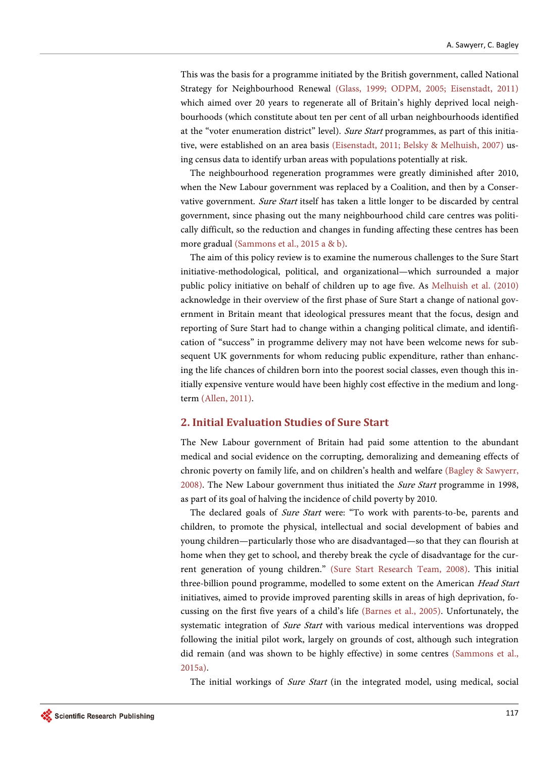This was the basis for a programme initiated by the British government, called National Strategy for Neighbourhood Renewal (Glass, 1999; ODPM, 2005; Eisenstadt, 2011) which aimed over 20 years to regenerate all of Britain's highly deprived local neighbourhoods (which constitute about ten per cent of all urban neighbourhoods identified at the "voter enumeration district" level). *Sure Start* programmes, as part of this initiative, were established on an area basis (Eisenstadt, 2011; Belsky & Melhuish, 2007) using census data to identify urban areas with populations potentially at risk.

The neighbourhood regeneration programmes were greatly diminished after 2010, when the New Labour government was replaced by a Coalition, and then by a Conservative government. *Sure Start* itself has taken a little longer to be discarded by central government, since phasing out the many neighbourhood child care centres was politically difficult, so the reduction and changes in funding affecting these centres has been more gradual (Sammons et al., 2015 a & b).

The aim of this policy review is to examine the numerous challenges to the Sure Start initiative-methodological, political, and organizational—which surrounded a major public policy initiative on behalf of children up to age five. As Melhuish et al. (2010) acknowledge in their overview of the first phase of Sure Start a change of national government in Britain meant that ideological pressures meant that the focus, design and reporting of Sure Start had to change within a changing political climate, and identification of "success" in programme delivery may not have been welcome news for subsequent UK governments for whom reducing public expenditure, rather than enhancing the life chances of children born into the poorest social classes, even though this initially expensive venture would have been highly cost effective in the medium and long-term (Allen, 2011).

## 2. Initial Evaluation Studies of Sure Start

The New Labour government of Britain had paid some attention to the abundant medical and social evidence on the corrupting, demoralizing and demeaning effects of chronic poverty on family life, and on children's health and welfare (Bagley & Sawyerr, 2008). The New Labour government thus initiated the *Sure Start* programme in 1998, as part of its goal of halving the incidence of child poverty by 2010.

The declared goals of *Sure Start* were: "To work with parents-to-be, parents and children, to promote the physical, intellectual and social development of babies and young children—particularly those who are disadvantaged—so that they can flourish at home when they get to school, and thereby break the cycle of disadvantage for the current generation of young children." (Sure Start Research Team, 2008). This initial three-billion pound programme, modelled to some extent on the American *Head Start* initiatives, aimed to provide improved parenting skills in areas of high deprivation, focussing on the first five years of a child's life (Barnes et al., 2005). Unfortunately, the systematic integration of *Sure Start* with various medical interventions was dropped following the initial pilot work, largely on grounds of cost, although such integration did remain (and was shown to be highly effective) in some centres (Sammons et al., 2015a).

The initial workings of *Sure Start* (in the integrated model, using medical, social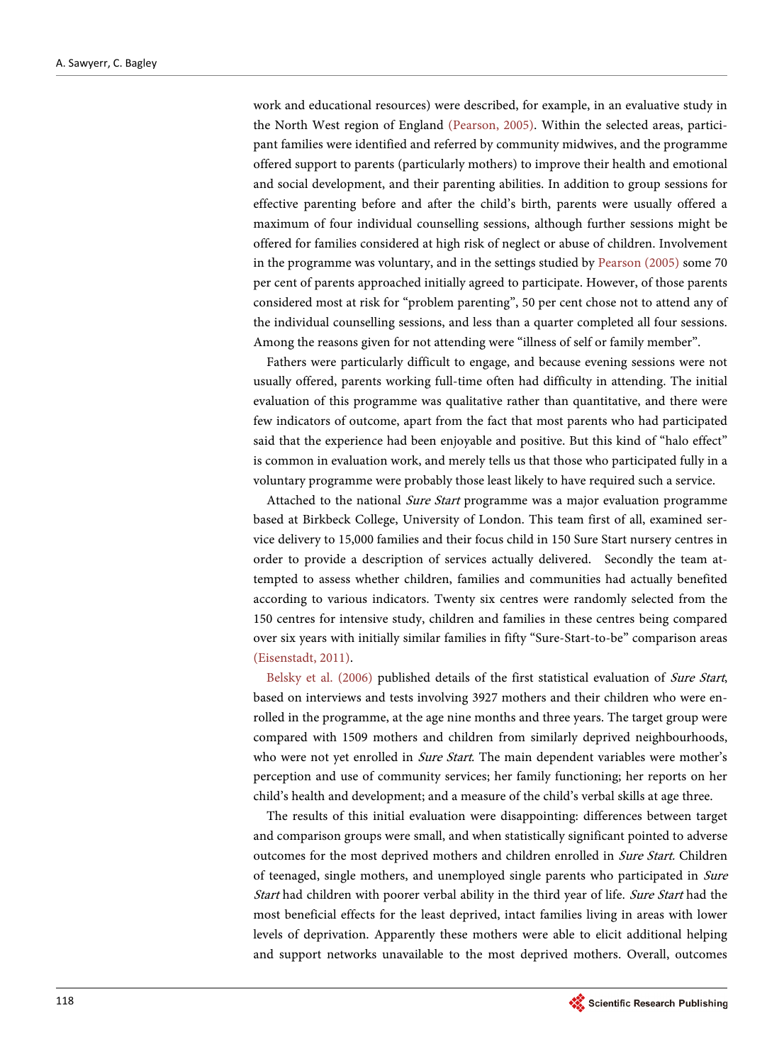work and educational resources) were described, for example, in an evaluative study in the North West region of England (Pearson, 2005). Within the selected areas, participant families were identified and referred by community midwives, and the programme offered support to parents (particularly mothers) to improve their health and emotional and social development, and their parenting abilities. In addition to group sessions for effective parenting before and after the child's birth, parents were usually offered a maximum of four individual counselling sessions, although further sessions might be offered for families considered at high risk of neglect or abuse of children. Involvement in the programme was voluntary, and in the settings studied by Pearson (2005) some 70 per cent of parents approached initially agreed to participate. However, of those parents considered most at risk for "problem parenting", 50 per cent chose not to attend any of the individual counselling sessions, and less than a quarter completed all four sessions. Among the reasons given for not attending were "illness of self or family member".

Fathers were particularly difficult to engage, and because evening sessions were not usually offered, parents working full-time often had difficulty in attending. The initial evaluation of this programme was qualitative rather than quantitative, and there were few indicators of outcome, apart from the fact that most parents who had participated said that the experience had been enjoyable and positive. But this kind of "halo effect" is common in evaluation work, and merely tells us that those who participated fully in a voluntary programme were probably those least likely to have required such a service.

Attached to the national *Sure Start* programme was a major evaluation programme based at Birkbeck College, University of London. This team first of all, examined service delivery to 15,000 families and their focus child in 150 Sure Start nursery centres in order to provide a description of services actually delivered. Secondly the team attempted to assess whether children, families and communities had actually benefited according to various indicators. Twenty six centres were randomly selected from the 150 centres for intensive study, children and families in these centres being compared over six years with initially similar families in fifty "Sure-Start-to-be" comparison areas (Eisenstadt, 2011).

Belsky et al. (2006) published details of the first statistical evaluation of *Sure Start*, based on interviews and tests involving 3927 mothers and their children who were enrolled in the programme, at the age nine months and three years. The target group were compared with 1509 mothers and children from similarly deprived neighbourhoods, who were not yet enrolled in *Sure Start*. The main dependent variables were mother's perception and use of community services; her family functioning; her reports on her child's health and development; and a measure of the child's verbal skills at age three.

The results of this initial evaluation were disappointing: differences between target and comparison groups were small, and when statistically significant pointed to adverse outcomes for the most deprived mothers and children enrolled in *Sure Start*. Children of teenaged, single mothers, and unemployed single parents who participated in *Sure Start* had children with poorer verbal ability in the third year of life. *Sure Start* had the most beneficial effects for the least deprived, intact families living in areas with lower levels of deprivation. Apparently these mothers were able to elicit additional helping and support networks unavailable to the most deprived mothers. Overall, outcomes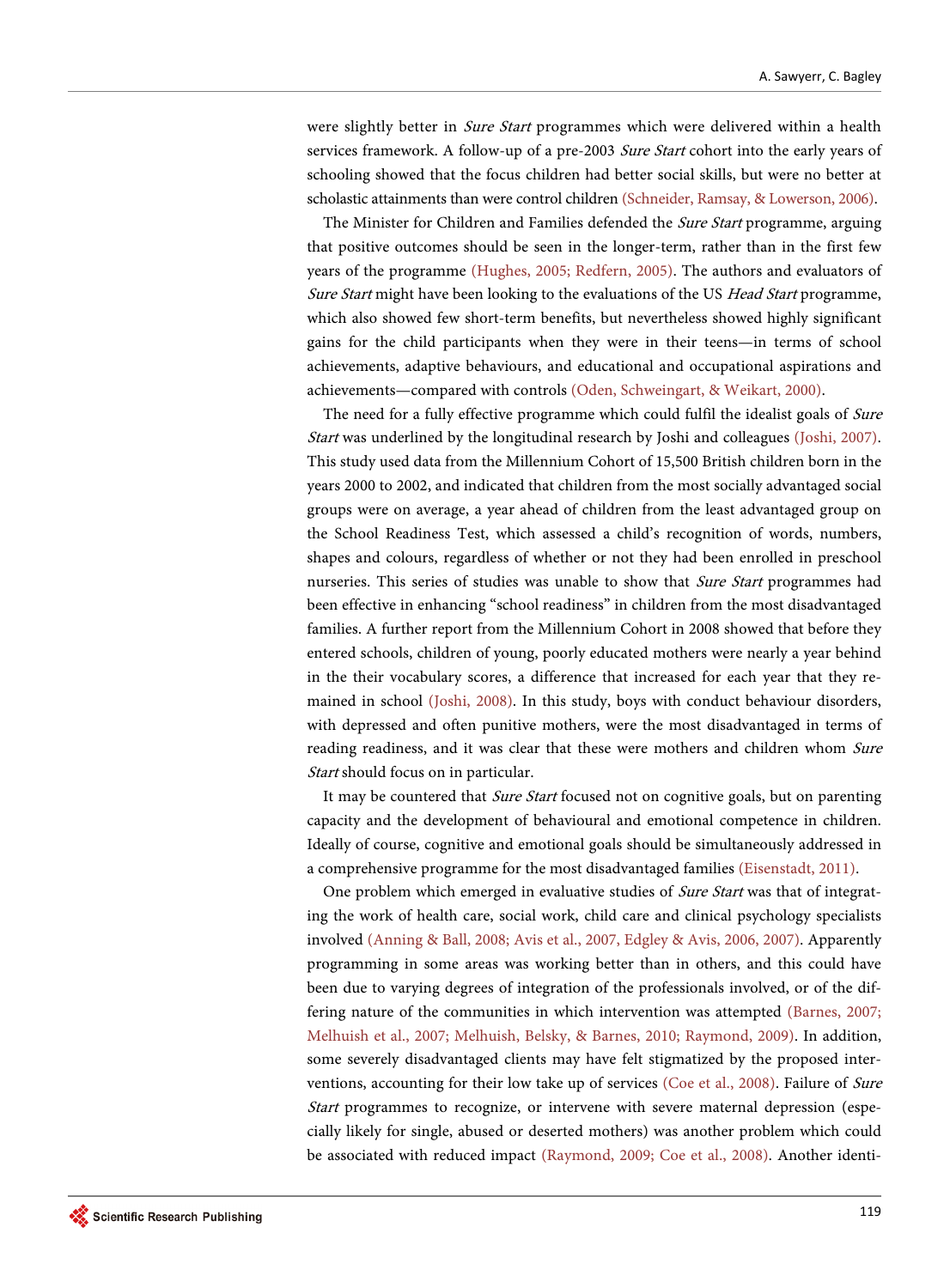were slightly better in *Sure Start* programmes which were delivered within a health services framework. A follow-up of a pre-2003 *Sure Start* cohort into the early years of schooling showed that the focus children had better social skills, but were no better at scholastic attainments than were control children (Schneider, Ramsay, & Lowerson, 2006).

The Minister for Children and Families defended the *Sure Start* programme, arguing that positive outcomes should be seen in the longer-term, rather than in the first few years of the programme (Hughes, 2005; Redfern, 2005). The authors and evaluators of *Sure Start* might have been looking to the evaluations of the US *Head Start* programme, which also showed few short-term benefits, but nevertheless showed highly significant gains for the child participants when they were in their teens—in terms of school achievements, adaptive behaviours, and educational and occupational aspirations and achievements—compared with controls (Oden, Schweingart, & Weikart, 2000).

The need for a fully effective programme which could fulfil the idealist goals of *Sure Start* was underlined by the longitudinal research by Joshi and colleagues (Joshi, 2007). This study used data from the Millennium Cohort of 15,500 British children born in the years 2000 to 2002, and indicated that children from the most socially advantaged social groups were on average, a year ahead of children from the least advantaged group on the School Readiness Test, which assessed a child's recognition of words, numbers, shapes and colours, regardless of whether or not they had been enrolled in preschool nurseries. This series of studies was unable to show that *Sure Start* programmes had been effective in enhancing "school readiness" in children from the most disadvantaged families. A further report from the Millennium Cohort in 2008 showed that before they entered schools, children of young, poorly educated mothers were nearly a year behind in the their vocabulary scores, a difference that increased for each year that they remained in school (Joshi, 2008). In this study, boys with conduct behaviour disorders, with depressed and often punitive mothers, were the most disadvantaged in terms of reading readiness, and it was clear that these were mothers and children whom *Sure Start* should focus on in particular.

It may be countered that *Sure Start* focused not on cognitive goals, but on parenting capacity and the development of behavioural and emotional competence in children. Ideally of course, cognitive and emotional goals should be simultaneously addressed in a comprehensive programme for the most disadvantaged families (Eisenstadt, 2011).

One problem which emerged in evaluative studies of *Sure Start* was that of integrating the work of health care, social work, child care and clinical psychology specialists involved (Anning & Ball, 2008; Avis et al., 2007, Edgley & Avis, 2006, 2007). Apparently programming in some areas was working better than in others, and this could have been due to varying degrees of integration of the professionals involved, or of the differing nature of the communities in which intervention was attempted (Barnes, 2007; Melhuish et al., 2007; Melhuish, Belsky, & Barnes, 2010; Raymond, 2009). In addition, some severely disadvantaged clients may have felt stigmatized by the proposed interventions, accounting for their low take up of services (Coe et al., 2008). Failure of *Sure Start* programmes to recognize, or intervene with severe maternal depression (especially likely for single, abused or deserted mothers) was another problem which could be associated with reduced impact (Raymond, 2009; Coe et al., 2008). Another identi-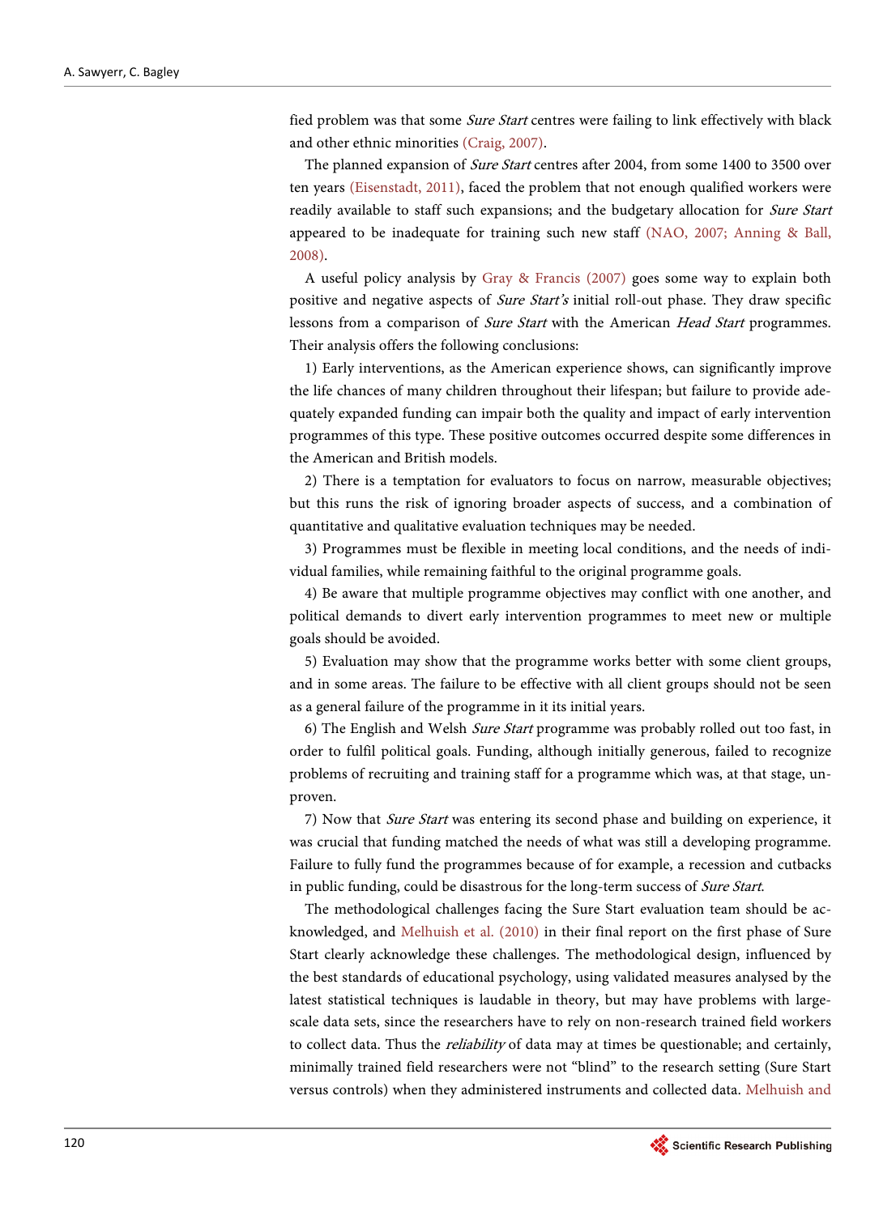fied problem was that some *Sure Start* centres were failing to link effectively with black and other ethnic minorities (Craig, 2007).

The planned expansion of *Sure Start* centres after 2004, from some 1400 to 3500 over ten years (Eisenstadt, 2011), faced the problem that not enough qualified workers were readily available to staff such expansions; and the budgetary allocation for *Sure Start* appeared to be inadequate for training such new staff (NAO, 2007; Anning & Ball, 2008).

A useful policy analysis by Gray & Francis (2007) goes some way to explain both positive and negative aspects of *Sure Start's* initial roll-out phase. They draw specific lessons from a comparison of *Sure Start* with the American *Head Start* programmes. Their analysis offers the following conclusions:

1) Early interventions, as the American experience shows, can significantly improve the life chances of many children throughout their lifespan; but failure to provide adequately expanded funding can impair both the quality and impact of early intervention programmes of this type. These positive outcomes occurred despite some differences in the American and British models.

2) There is a temptation for evaluators to focus on narrow, measurable objectives; but this runs the risk of ignoring broader aspects of success, and a combination of quantitative and qualitative evaluation techniques may be needed.

3) Programmes must be flexible in meeting local conditions, and the needs of individual families, while remaining faithful to the original programme goals.

4) Be aware that multiple programme objectives may conflict with one another, and political demands to divert early intervention programmes to meet new or multiple goals should be avoided.

5) Evaluation may show that the programme works better with some client groups, and in some areas. The failure to be effective with all client groups should not be seen as a general failure of the programme in it its initial years.

6) The English and Welsh *Sure Start* programme was probably rolled out too fast, in order to fulfil political goals. Funding, although initially generous, failed to recognize problems of recruiting and training staff for a programme which was, at that stage, unproven.

7) Now that *Sure Start* was entering its second phase and building on experience, it was crucial that funding matched the needs of what was still a developing programme. Failure to fully fund the programmes because of for example, a recession and cutbacks in public funding, could be disastrous for the long-term success of *Sure Start*.

The methodological challenges facing the Sure Start evaluation team should be acknowledged, and Melhuish et al. (2010) in their final report on the first phase of Sure Start clearly acknowledge these challenges. The methodological design, influenced by the best standards of educational psychology, using validated measures analysed by the latest statistical techniques is laudable in theory, but may have problems with large-scale data sets, since the researchers have to rely on non-research trained field workers to collect data. Thus the *reliability* of data may at times be questionable; and certainly, minimally trained field researchers were not "blind" to the research setting (Sure Start versus controls) when they administered instruments and collected data. Melhuish and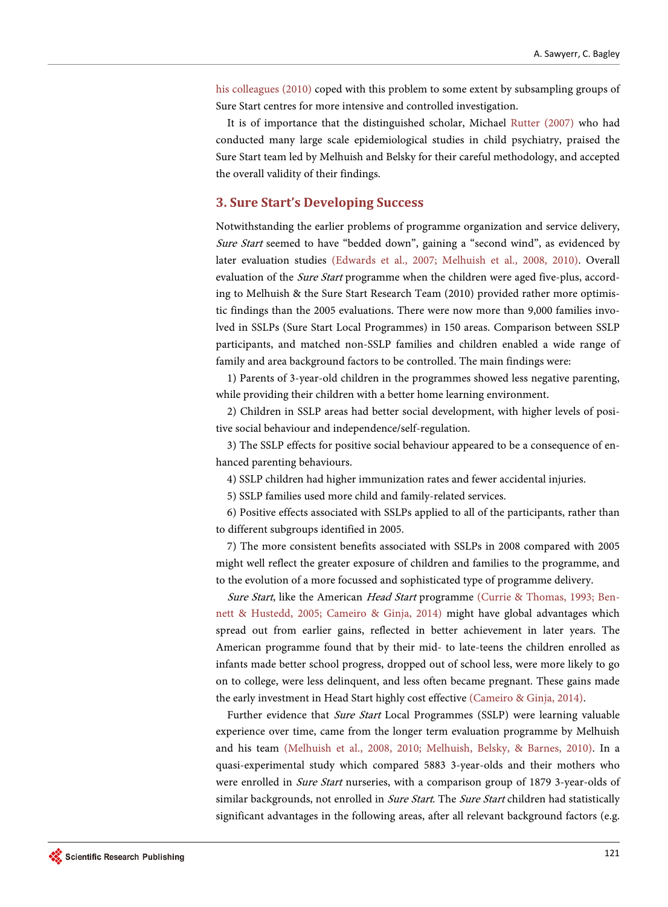his colleagues (2010) coped with this problem to some extent by subsampling groups of Sure Start centres for more intensive and controlled investigation.

It is of importance that the distinguished scholar, Michael Rutter (2007) who had conducted many large scale epidemiological studies in child psychiatry, praised the Sure Start team led by Melhuish and Belsky for their careful methodology, and accepted the overall validity of their findings.

## 3. Sure Start's Developing Success

Notwithstanding the earlier problems of programme organization and service delivery, *Sure Start* seemed to have "bedded down", gaining a "second wind", as evidenced by later evaluation studies (Edwards et al., 2007; Melhuish et al., 2008, 2010). Overall evaluation of the *Sure Start* programme when the children were aged five-plus, according to Melhuish & the Sure Start Research Team (2010) provided rather more optimistic findings than the 2005 evaluations. There were now more than 9,000 families involved in SSLPs (Sure Start Local Programmes) in 150 areas. Comparison between SSLP participants, and matched non-SSLP families and children enabled a wide range of family and area background factors to be controlled. The main findings were:

1) Parents of 3-year-old children in the programmes showed less negative parenting, while providing their children with a better home learning environment.

2) Children in SSLP areas had better social development, with higher levels of positive social behaviour and independence/self-regulation.

3) The SSLP effects for positive social behaviour appeared to be a consequence of enhanced parenting behaviours.

4) SSLP children had higher immunization rates and fewer accidental injuries.

5) SSLP families used more child and family-related services.

6) Positive effects associated with SSLPs applied to all of the participants, rather than to different subgroups identified in 2005.

7) The more consistent benefits associated with SSLPs in 2008 compared with 2005 might well reflect the greater exposure of children and families to the programme, and to the evolution of a more focussed and sophisticated type of programme delivery.

*Sure Start*, like the American *Head Start* programme (Currie & Thomas, 1993; Bennett & Hustedd, 2005; Cameiro & Ginja, 2014) might have global advantages which spread out from earlier gains, reflected in better achievement in later years. The American programme found that by their mid- to late-teens the children enrolled as infants made better school progress, dropped out of school less, were more likely to go on to college, were less delinquent, and less often became pregnant. These gains made the early investment in Head Start highly cost effective (Cameiro & Ginja, 2014).

Further evidence that *Sure Start* Local Programmes (SSLP) were learning valuable experience over time, came from the longer term evaluation programme by Melhuish and his team (Melhuish et al., 2008, 2010; Melhuish, Belsky, & Barnes, 2010). In a quasi-experimental study which compared 5883 3-year-olds and their mothers who were enrolled in *Sure Start* nurseries, with a comparison group of 1879 3-year-olds of similar backgrounds, not enrolled in *Sure Start*. The *Sure Start* children had statistically significant advantages in the following areas, after all relevant background factors (e.g.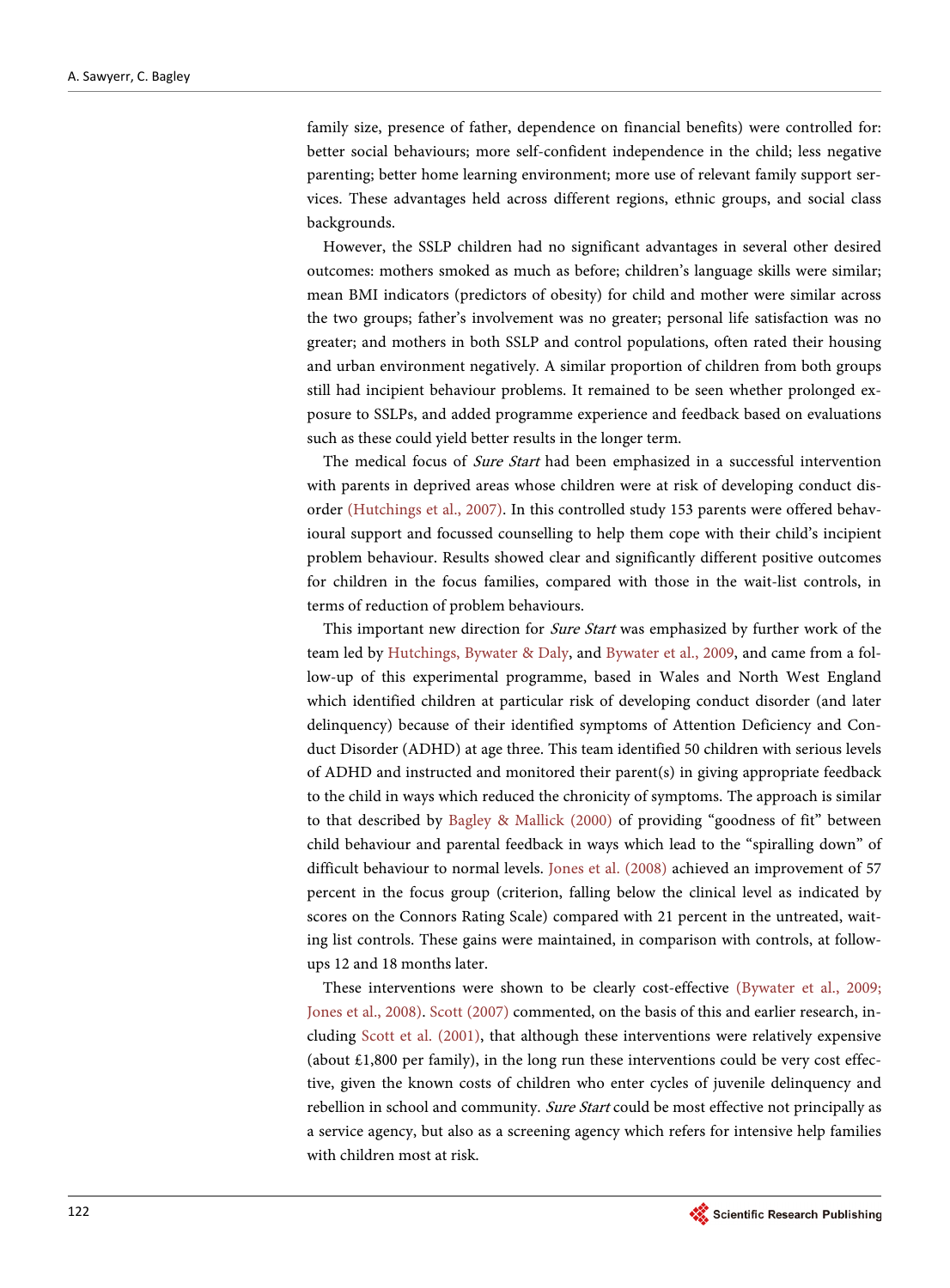family size, presence of father, dependence on financial benefits) were controlled for: better social behaviours; more self-confident independence in the child; less negative parenting; better home learning environment; more use of relevant family support services. These advantages held across different regions, ethnic groups, and social class backgrounds.

However, the SSLP children had no significant advantages in several other desired outcomes: mothers smoked as much as before; children's language skills were similar; mean BMI indicators (predictors of obesity) for child and mother were similar across the two groups; father's involvement was no greater; personal life satisfaction was no greater; and mothers in both SSLP and control populations, often rated their housing and urban environment negatively. A similar proportion of children from both groups still had incipient behaviour problems. It remained to be seen whether prolonged exposure to SSLPs, and added programme experience and feedback based on evaluations such as these could yield better results in the longer term.

The medical focus of *Sure Start* had been emphasized in a successful intervention with parents in deprived areas whose children were at risk of developing conduct disorder (Hutchings et al., 2007). In this controlled study 153 parents were offered behavioural support and focussed counselling to help them cope with their child's incipient problem behaviour. Results showed clear and significantly different positive outcomes for children in the focus families, compared with those in the wait-list controls, in terms of reduction of problem behaviours.

This important new direction for *Sure Start* was emphasized by further work of the team led by Hutchings, Bywater & Daly, and Bywater et al., 2009, and came from a follow-up of this experimental programme, based in Wales and North West England which identified children at particular risk of developing conduct disorder (and later delinquency) because of their identified symptoms of Attention Deficiency and Conduct Disorder (ADHD) at age three. This team identified 50 children with serious levels of ADHD and instructed and monitored their parent(s) in giving appropriate feedback to the child in ways which reduced the chronicity of symptoms. The approach is similar to that described by Bagley & Mallick (2000) of providing "goodness of fit" between child behaviour and parental feedback in ways which lead to the "spiralling down" of difficult behaviour to normal levels. Jones et al. (2008) achieved an improvement of 57 percent in the focus group (criterion, falling below the clinical level as indicated by scores on the Connors Rating Scale) compared with 21 percent in the untreated, waiting list controls. These gains were maintained, in comparison with controls, at follow-ups 12 and 18 months later.

These interventions were shown to be clearly cost-effective (Bywater et al., 2009; Jones et al., 2008). Scott (2007) commented, on the basis of this and earlier research, including Scott et al. (2001), that although these interventions were relatively expensive (about £1,800 per family), in the long run these interventions could be very cost effective, given the known costs of children who enter cycles of juvenile delinquency and rebellion in school and community. *Sure Start* could be most effective not principally as a service agency, but also as a screening agency which refers for intensive help families with children most at risk.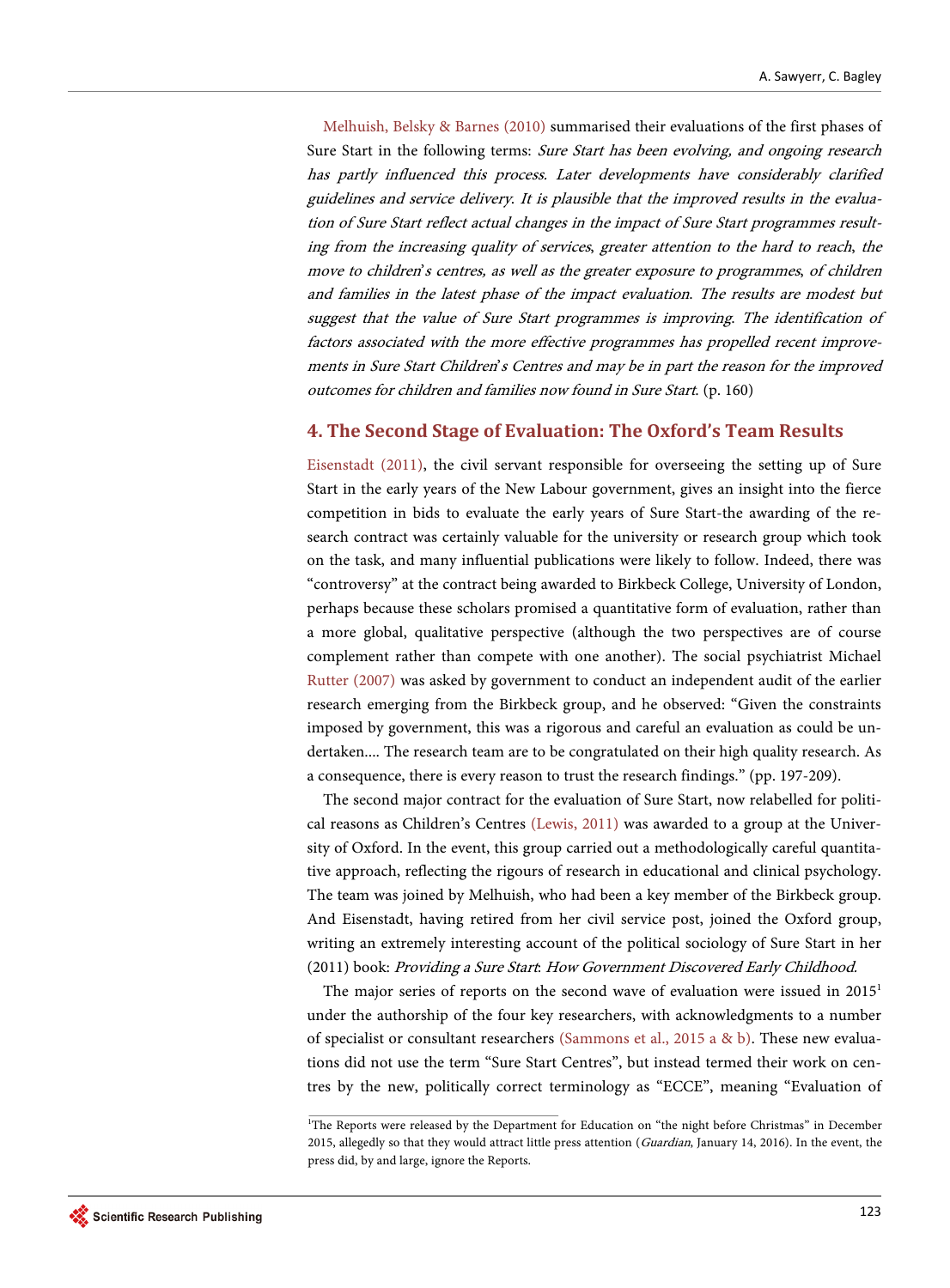Melhuish, Belsky & Barnes (2010) summarised their evaluations of the first phases of Sure Start in the following terms: *Sure Start has been evolving, and ongoing research has partly influenced this process. Later developments have considerably clarified guidelines and service delivery. It is plausible that the improved results in the evaluation of Sure Start reflect actual changes in the impact of Sure Start programmes resulting from the increasing quality of services, greater attention to the hard to reach, the move to children's centres, as well as the greater exposure to programmes, of children and families in the latest phase of the impact evaluation. The results are modest but suggest that the value of Sure Start programmes is improving. The identification of factors associated with the more effective programmes has propelled recent improvements in Sure Start Children's Centres and may be in part the reason for the improved outcomes for children and families now found in Sure Start.* (p. 160)

## 4. The Second Stage of Evaluation: The Oxford's Team Results

Eisenstadt (2011), the civil servant responsible for overseeing the setting up of Sure Start in the early years of the New Labour government, gives an insight into the fierce competition in bids to evaluate the early years of Sure Start-the awarding of the research contract was certainly valuable for the university or research group which took on the task, and many influential publications were likely to follow. Indeed, there was "controversy" at the contract being awarded to Birkbeck College, University of London, perhaps because these scholars promised a quantitative form of evaluation, rather than a more global, qualitative perspective (although the two perspectives are of course complement rather than compete with one another). The social psychiatrist Michael Rutter (2007) was asked by government to conduct an independent audit of the earlier research emerging from the Birkbeck group, and he observed: "Given the constraints imposed by government, this was a rigorous and careful an evaluation as could be undertaken.... The research team are to be congratulated on their high quality research. As a consequence, there is every reason to trust the research findings." (pp. 197-209).

The second major contract for the evaluation of Sure Start, now relabelled for political reasons as Children's Centres (Lewis, 2011) was awarded to a group at the University of Oxford. In the event, this group carried out a methodologically careful quantitative approach, reflecting the rigours of research in educational and clinical psychology. The team was joined by Melhuish, who had been a key member of the Birkbeck group. And Eisenstadt, having retired from her civil service post, joined the Oxford group, writing an extremely interesting account of the political sociology of Sure Start in her (2011) book: *Providing a Sure Start: How Government Discovered Early Childhood.*

The major series of reports on the second wave of evaluation were issued in 2015[1] under the authorship of the four key researchers, with acknowledgments to a number of specialist or consultant researchers (Sammons et al., 2015 a & b). These new evaluations did not use the term "Sure Start Centres", but instead termed their work on centres by the new, politically correct terminology as "ECCE", meaning "Evaluation of

[1]The Reports were released by the Department for Education on "the night before Christmas" in December 2015, allegedly so that they would attract little press attention (*Guardian*, January 14, 2016). In the event, the press did, by and large, ignore the Reports.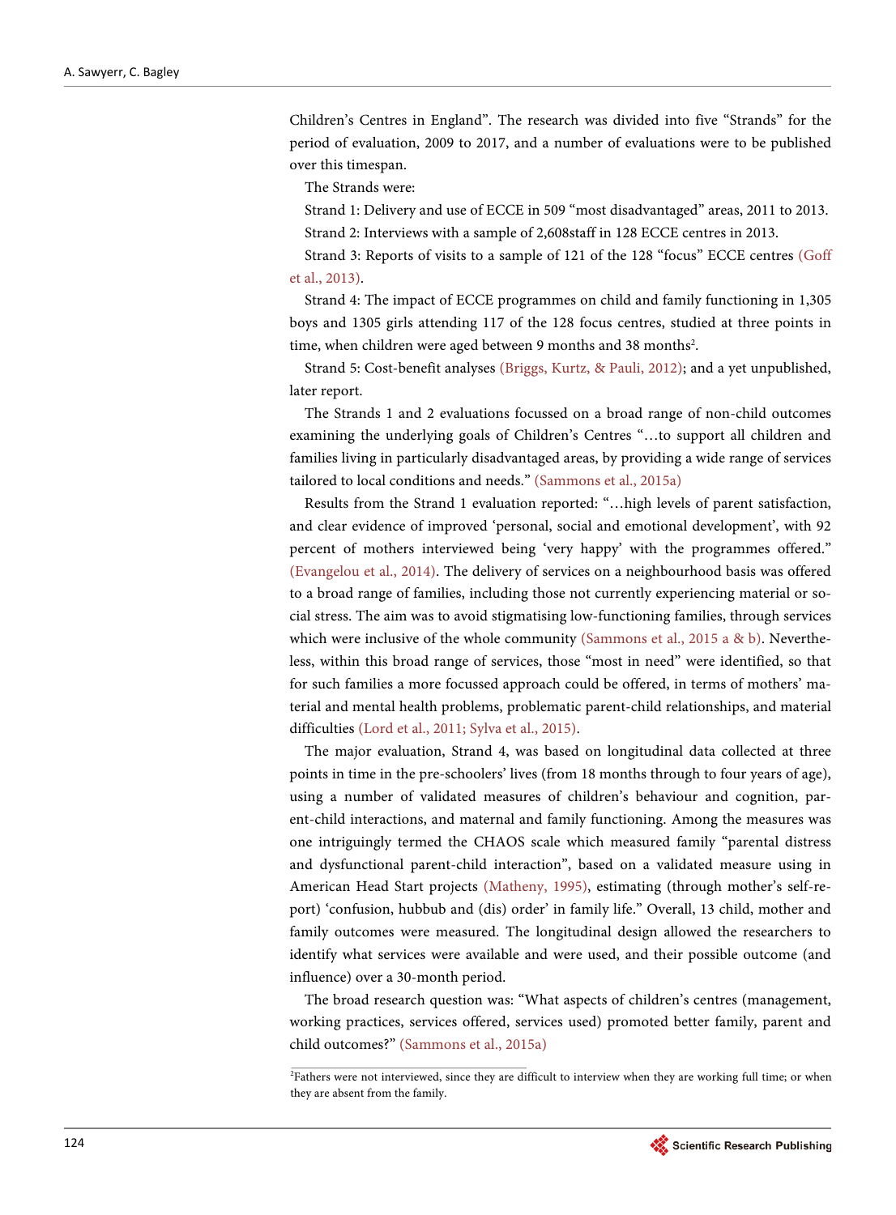Children's Centres in England". The research was divided into five "Strands" for the period of evaluation, 2009 to 2017, and a number of evaluations were to be published over this timespan.

The Strands were:

Strand 1: Delivery and use of ECCE in 509 "most disadvantaged" areas, 2011 to 2013.

Strand 2: Interviews with a sample of 2,608staff in 128 ECCE centres in 2013.

Strand 3: Reports of visits to a sample of 121 of the 128 "focus" ECCE centres (Goff et al., 2013).

Strand 4: The impact of ECCE programmes on child and family functioning in 1,305 boys and 1305 girls attending 117 of the 128 focus centres, studied at three points in time, when children were aged between 9 months and 38 months[2].

Strand 5: Cost-benefit analyses (Briggs, Kurtz, & Pauli, 2012); and a yet unpublished, later report.

The Strands 1 and 2 evaluations focussed on a broad range of non-child outcomes examining the underlying goals of Children's Centres "…to support all children and families living in particularly disadvantaged areas, by providing a wide range of services tailored to local conditions and needs." (Sammons et al., 2015a)

Results from the Strand 1 evaluation reported: "…high levels of parent satisfaction, and clear evidence of improved 'personal, social and emotional development', with 92 percent of mothers interviewed being 'very happy' with the programmes offered." (Evangelou et al., 2014). The delivery of services on a neighbourhood basis was offered to a broad range of families, including those not currently experiencing material or social stress. The aim was to avoid stigmatising low-functioning families, through services which were inclusive of the whole community (Sammons et al., 2015 a & b). Nevertheless, within this broad range of services, those "most in need" were identified, so that for such families a more focussed approach could be offered, in terms of mothers' material and mental health problems, problematic parent-child relationships, and material difficulties (Lord et al., 2011; Sylva et al., 2015).

The major evaluation, Strand 4, was based on longitudinal data collected at three points in time in the pre-schoolers' lives (from 18 months through to four years of age), using a number of validated measures of children's behaviour and cognition, parent-child interactions, and maternal and family functioning. Among the measures was one intriguingly termed the CHAOS scale which measured family "parental distress and dysfunctional parent-child interaction", based on a validated measure using in American Head Start projects (Matheny, 1995), estimating (through mother's self-report) 'confusion, hubbub and (dis) order' in family life." Overall, 13 child, mother and family outcomes were measured. The longitudinal design allowed the researchers to identify what services were available and were used, and their possible outcome (and influence) over a 30-month period.

The broad research question was: "What aspects of children's centres (management, working practices, services offered, services used) promoted better family, parent and child outcomes?" (Sammons et al., 2015a)

[2]Fathers were not interviewed, since they are difficult to interview when they are working full time; or when they are absent from the family.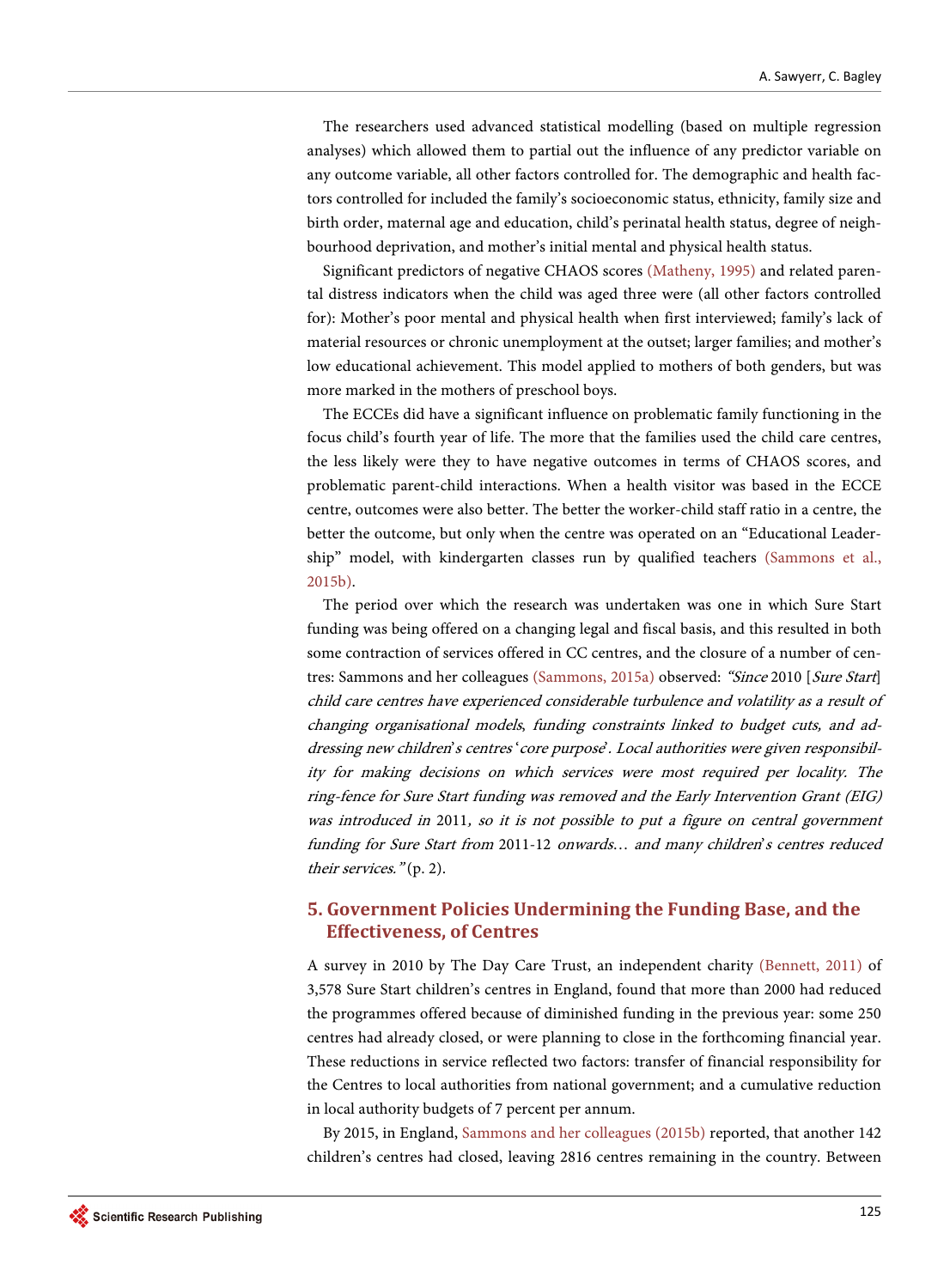The researchers used advanced statistical modelling (based on multiple regression analyses) which allowed them to partial out the influence of any predictor variable on any outcome variable, all other factors controlled for. The demographic and health factors controlled for included the family's socioeconomic status, ethnicity, family size and birth order, maternal age and education, child's perinatal health status, degree of neighbourhood deprivation, and mother's initial mental and physical health status.

Significant predictors of negative CHAOS scores (Matheny, 1995) and related parental distress indicators when the child was aged three were (all other factors controlled for): Mother's poor mental and physical health when first interviewed; family's lack of material resources or chronic unemployment at the outset; larger families; and mother's low educational achievement. This model applied to mothers of both genders, but was more marked in the mothers of preschool boys.

The ECCEs did have a significant influence on problematic family functioning in the focus child's fourth year of life. The more that the families used the child care centres, the less likely were they to have negative outcomes in terms of CHAOS scores, and problematic parent-child interactions. When a health visitor was based in the ECCE centre, outcomes were also better. The better the worker-child staff ratio in a centre, the better the outcome, but only when the centre was operated on an "Educational Leadership" model, with kindergarten classes run by qualified teachers (Sammons et al., 2015b).

The period over which the research was undertaken was one in which Sure Start funding was being offered on a changing legal and fiscal basis, and this resulted in both some contraction of services offered in CC centres, and the closure of a number of centres: Sammons and her colleagues (Sammons, 2015a) observed: *"Since 2010 [Sure Start] child care centres have experienced considerable turbulence and volatility as a result of changing organisational models, funding constraints linked to budget cuts, and addressing new children's centres 'core purpose'. Local authorities were given responsibility for making decisions on which services were most required per locality. The ring-fence for Sure Start funding was removed and the Early Intervention Grant (EIG) was introduced in 2011, so it is not possible to put a figure on central government funding for Sure Start from 2011-12 onwards… and many children's centres reduced their services."* (p. 2).

## 5. Government Policies Undermining the Funding Base, and the Effectiveness, of Centres

A survey in 2010 by The Day Care Trust, an independent charity (Bennett, 2011) of 3,578 Sure Start children's centres in England, found that more than 2000 had reduced the programmes offered because of diminished funding in the previous year: some 250 centres had already closed, or were planning to close in the forthcoming financial year. These reductions in service reflected two factors: transfer of financial responsibility for the Centres to local authorities from national government; and a cumulative reduction in local authority budgets of 7 percent per annum.

By 2015, in England, Sammons and her colleagues (2015b) reported, that another 142 children's centres had closed, leaving 2816 centres remaining in the country. Between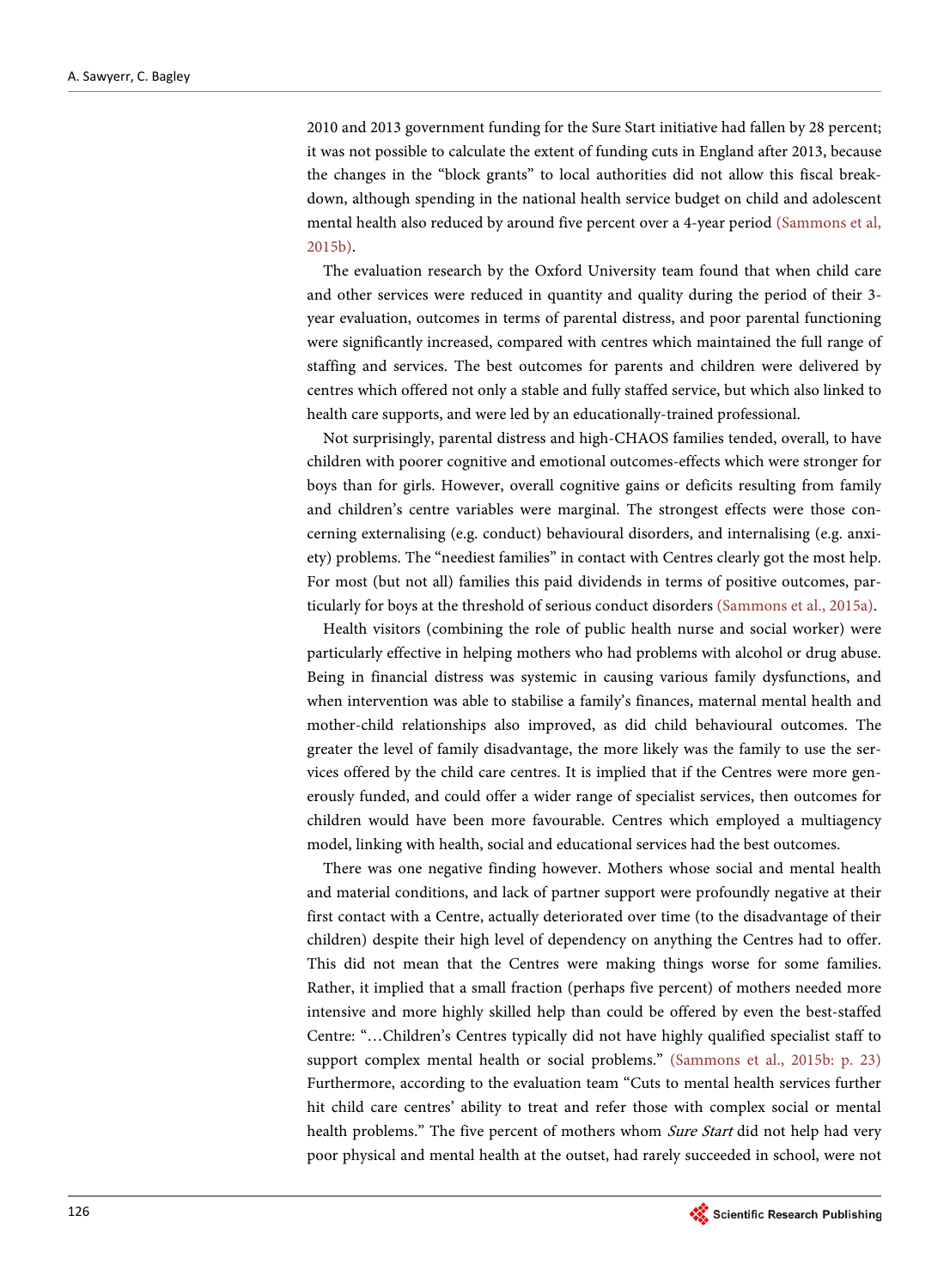2010 and 2013 government funding for the Sure Start initiative had fallen by 28 percent; it was not possible to calculate the extent of funding cuts in England after 2013, because the changes in the "block grants" to local authorities did not allow this fiscal breakdown, although spending in the national health service budget on child and adolescent mental health also reduced by around five percent over a 4-year period (Sammons et al, 2015b).

The evaluation research by the Oxford University team found that when child care and other services were reduced in quantity and quality during the period of their 3-year evaluation, outcomes in terms of parental distress, and poor parental functioning were significantly increased, compared with centres which maintained the full range of staffing and services. The best outcomes for parents and children were delivered by centres which offered not only a stable and fully staffed service, but which also linked to health care supports, and were led by an educationally-trained professional.

Not surprisingly, parental distress and high-CHAOS families tended, overall, to have children with poorer cognitive and emotional outcomes-effects which were stronger for boys than for girls. However, overall cognitive gains or deficits resulting from family and children's centre variables were marginal. The strongest effects were those concerning externalising (e.g. conduct) behavioural disorders, and internalising (e.g. anxiety) problems. The "neediest families" in contact with Centres clearly got the most help. For most (but not all) families this paid dividends in terms of positive outcomes, particularly for boys at the threshold of serious conduct disorders (Sammons et al., 2015a).

Health visitors (combining the role of public health nurse and social worker) were particularly effective in helping mothers who had problems with alcohol or drug abuse. Being in financial distress was systemic in causing various family dysfunctions, and when intervention was able to stabilise a family's finances, maternal mental health and mother-child relationships also improved, as did child behavioural outcomes. The greater the level of family disadvantage, the more likely was the family to use the services offered by the child care centres. It is implied that if the Centres were more generously funded, and could offer a wider range of specialist services, then outcomes for children would have been more favourable. Centres which employed a multiagency model, linking with health, social and educational services had the best outcomes.

There was one negative finding however. Mothers whose social and mental health and material conditions, and lack of partner support were profoundly negative at their first contact with a Centre, actually deteriorated over time (to the disadvantage of their children) despite their high level of dependency on anything the Centres had to offer. This did not mean that the Centres were making things worse for some families. Rather, it implied that a small fraction (perhaps five percent) of mothers needed more intensive and more highly skilled help than could be offered by even the best-staffed Centre: "…Children's Centres typically did not have highly qualified specialist staff to support complex mental health or social problems." (Sammons et al., 2015b: p. 23) Furthermore, according to the evaluation team "Cuts to mental health services further hit child care centres' ability to treat and refer those with complex social or mental health problems." The five percent of mothers whom *Sure Start* did not help had very poor physical and mental health at the outset, had rarely succeeded in school, were not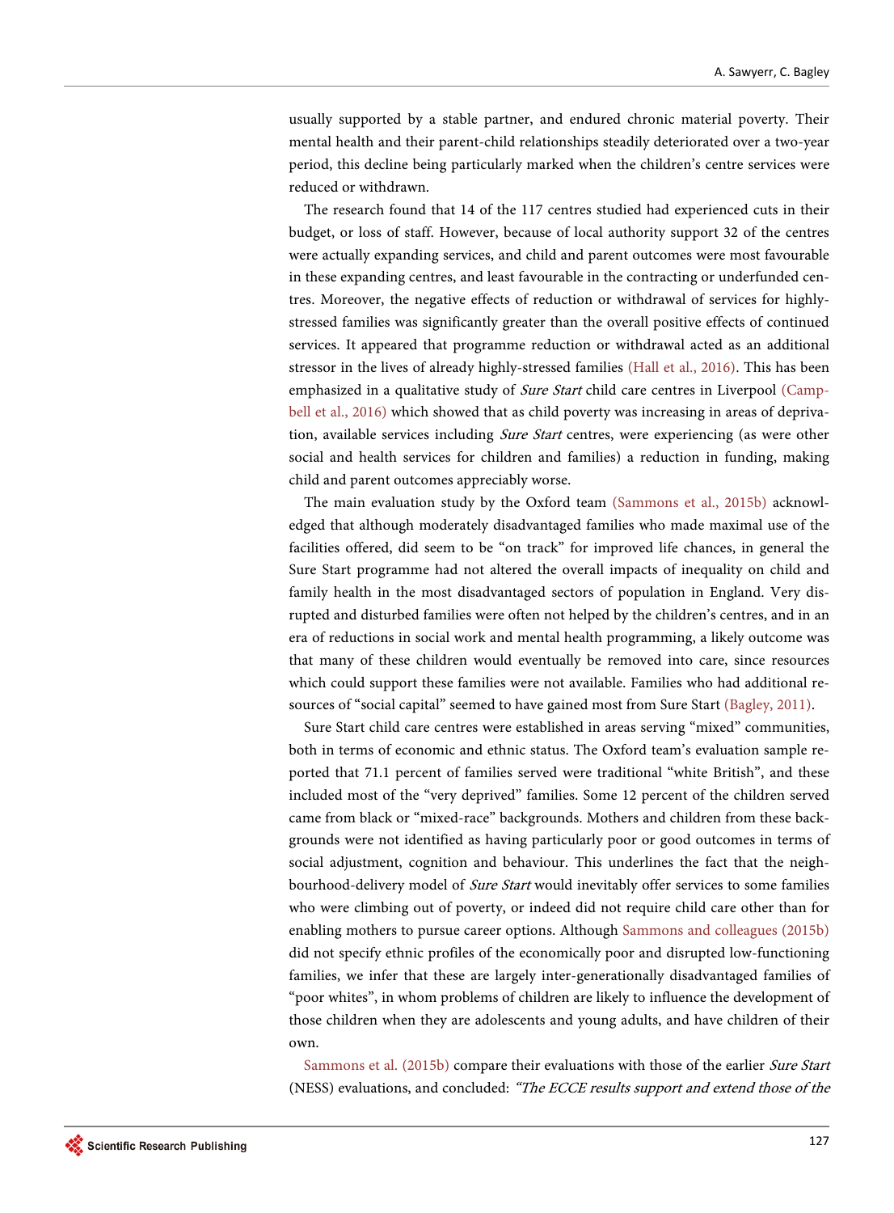usually supported by a stable partner, and endured chronic material poverty. Their mental health and their parent-child relationships steadily deteriorated over a two-year period, this decline being particularly marked when the children's centre services were reduced or withdrawn.

The research found that 14 of the 117 centres studied had experienced cuts in their budget, or loss of staff. However, because of local authority support 32 of the centres were actually expanding services, and child and parent outcomes were most favourable in these expanding centres, and least favourable in the contracting or underfunded centres. Moreover, the negative effects of reduction or withdrawal of services for highly-stressed families was significantly greater than the overall positive effects of continued services. It appeared that programme reduction or withdrawal acted as an additional stressor in the lives of already highly-stressed families (Hall et al., 2016). This has been emphasized in a qualitative study of *Sure Start* child care centres in Liverpool (Campbell et al., 2016) which showed that as child poverty was increasing in areas of deprivation, available services including *Sure Start* centres, were experiencing (as were other social and health services for children and families) a reduction in funding, making child and parent outcomes appreciably worse.

The main evaluation study by the Oxford team (Sammons et al., 2015b) acknowledged that although moderately disadvantaged families who made maximal use of the facilities offered, did seem to be "on track" for improved life chances, in general the Sure Start programme had not altered the overall impacts of inequality on child and family health in the most disadvantaged sectors of population in England. Very disrupted and disturbed families were often not helped by the children's centres, and in an era of reductions in social work and mental health programming, a likely outcome was that many of these children would eventually be removed into care, since resources which could support these families were not available. Families who had additional resources of "social capital" seemed to have gained most from Sure Start (Bagley, 2011).

Sure Start child care centres were established in areas serving "mixed" communities, both in terms of economic and ethnic status. The Oxford team's evaluation sample reported that 71.1 percent of families served were traditional "white British", and these included most of the "very deprived" families. Some 12 percent of the children served came from black or "mixed-race" backgrounds. Mothers and children from these backgrounds were not identified as having particularly poor or good outcomes in terms of social adjustment, cognition and behaviour. This underlines the fact that the neighbourhood-delivery model of *Sure Start* would inevitably offer services to some families who were climbing out of poverty, or indeed did not require child care other than for enabling mothers to pursue career options. Although Sammons and colleagues (2015b) did not specify ethnic profiles of the economically poor and disrupted low-functioning families, we infer that these are largely inter-generationally disadvantaged families of "poor whites", in whom problems of children are likely to influence the development of those children when they are adolescents and young adults, and have children of their own.

Sammons et al. (2015b) compare their evaluations with those of the earlier *Sure Start* (NESS) evaluations, and concluded: *"The ECCE results support and extend those of the*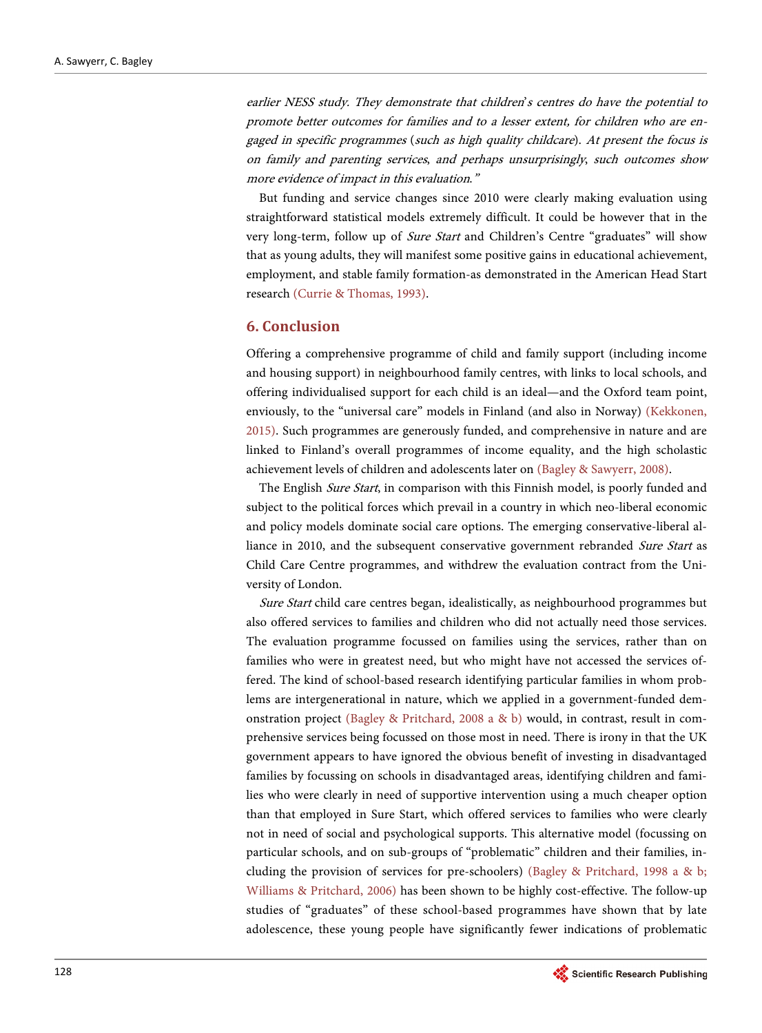*earlier NESS study. They demonstrate that children's centres do have the potential to promote better outcomes for families and to a lesser extent, for children who are engaged in specific programmes* (*such as high quality childcare*). *At present the focus is on family and parenting services, and perhaps unsurprisingly, such outcomes show more evidence of impact in this evaluation."*

But funding and service changes since 2010 were clearly making evaluation using straightforward statistical models extremely difficult. It could be however that in the very long-term, follow up of *Sure Start* and Children's Centre "graduates" will show that as young adults, they will manifest some positive gains in educational achievement, employment, and stable family formation-as demonstrated in the American Head Start research (Currie & Thomas, 1993).

## 6. Conclusion

Offering a comprehensive programme of child and family support (including income and housing support) in neighbourhood family centres, with links to local schools, and offering individualised support for each child is an ideal—and the Oxford team point, enviously, to the "universal care" models in Finland (and also in Norway) (Kekkonen, 2015). Such programmes are generously funded, and comprehensive in nature and are linked to Finland's overall programmes of income equality, and the high scholastic achievement levels of children and adolescents later on (Bagley & Sawyerr, 2008).

The English *Sure Start*, in comparison with this Finnish model, is poorly funded and subject to the political forces which prevail in a country in which neo-liberal economic and policy models dominate social care options. The emerging conservative-liberal alliance in 2010, and the subsequent conservative government rebranded *Sure Start* as Child Care Centre programmes, and withdrew the evaluation contract from the University of London.

*Sure Start* child care centres began, idealistically, as neighbourhood programmes but also offered services to families and children who did not actually need those services. The evaluation programme focussed on families using the services, rather than on families who were in greatest need, but who might have not accessed the services offered. The kind of school-based research identifying particular families in whom problems are intergenerational in nature, which we applied in a government-funded demonstration project (Bagley & Pritchard, 2008 a & b) would, in contrast, result in comprehensive services being focussed on those most in need. There is irony in that the UK government appears to have ignored the obvious benefit of investing in disadvantaged families by focussing on schools in disadvantaged areas, identifying children and families who were clearly in need of supportive intervention using a much cheaper option than that employed in Sure Start, which offered services to families who were clearly not in need of social and psychological supports. This alternative model (focussing on particular schools, and on sub-groups of "problematic" children and their families, including the provision of services for pre-schoolers) (Bagley & Pritchard, 1998 a & b; Williams & Pritchard, 2006) has been shown to be highly cost-effective. The follow-up studies of "graduates" of these school-based programmes have shown that by late adolescence, these young people have significantly fewer indications of problematic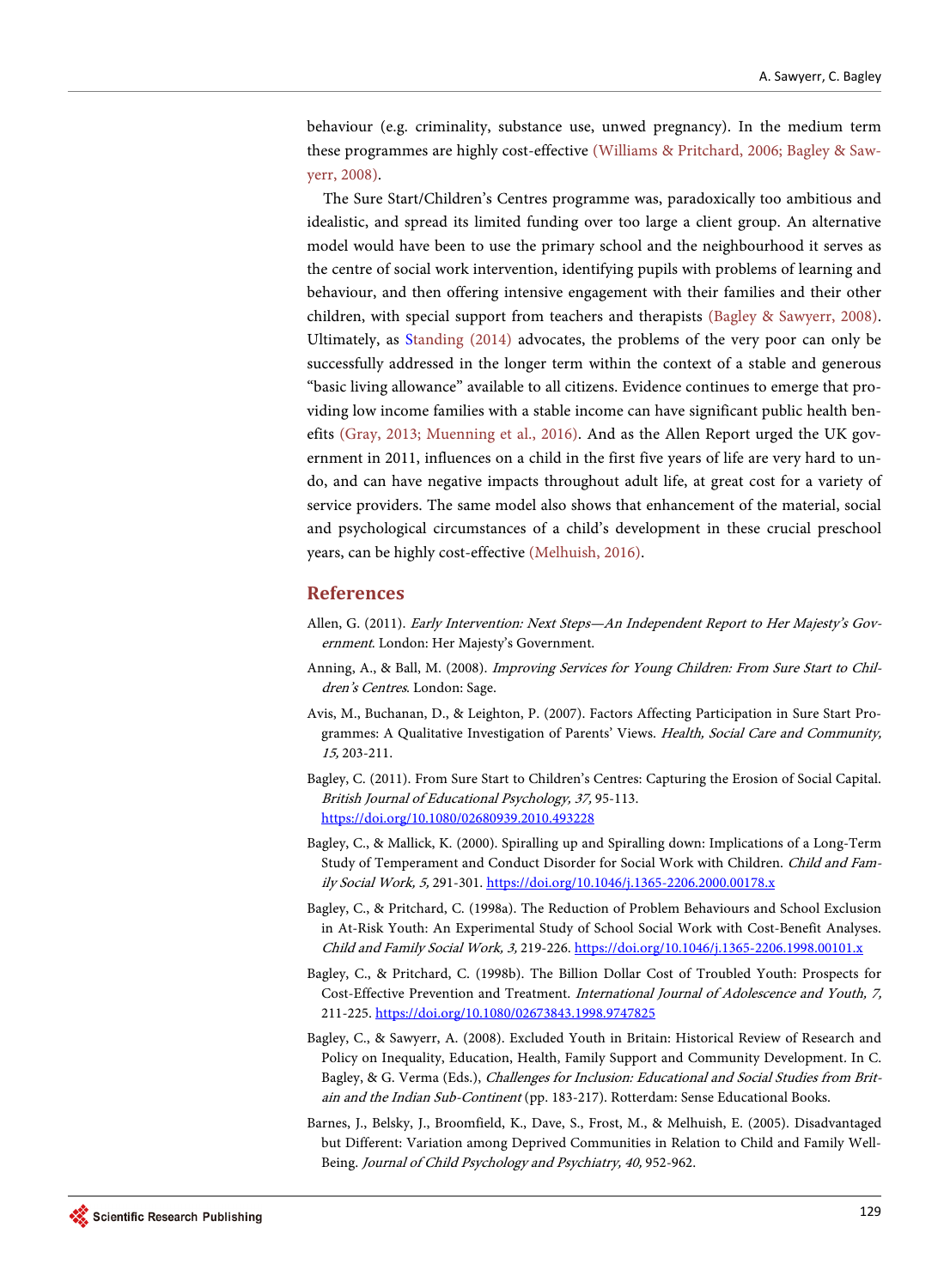behaviour (e.g. criminality, substance use, unwed pregnancy). In the medium term these programmes are highly cost-effective (Williams & Pritchard, 2006; Bagley & Sawyerr, 2008).

The Sure Start/Children's Centres programme was, paradoxically too ambitious and idealistic, and spread its limited funding over too large a client group. An alternative model would have been to use the primary school and the neighbourhood it serves as the centre of social work intervention, identifying pupils with problems of learning and behaviour, and then offering intensive engagement with their families and their other children, with special support from teachers and therapists (Bagley & Sawyerr, 2008). Ultimately, as Standing (2014) advocates, the problems of the very poor can only be successfully addressed in the longer term within the context of a stable and generous "basic living allowance" available to all citizens. Evidence continues to emerge that providing low income families with a stable income can have significant public health benefits (Gray, 2013; Muenning et al., 2016). And as the Allen Report urged the UK government in 2011, influences on a child in the first five years of life are very hard to undo, and can have negative impacts throughout adult life, at great cost for a variety of service providers. The same model also shows that enhancement of the material, social and psychological circumstances of a child's development in these crucial preschool years, can be highly cost-effective (Melhuish, 2016).

## References

Allen, G. (2011). *Early Intervention: Next Steps—An Independent Report to Her Majesty's Government*. London: Her Majesty's Government.

Anning, A., & Ball, M. (2008). *Improving Services for Young Children: From Sure Start to Children's Centres*. London: Sage.

Avis, M., Buchanan, D., & Leighton, P. (2007). Factors Affecting Participation in Sure Start Programmes: A Qualitative Investigation of Parents' Views. *Health, Social Care and Community, 15,* 203-211.

Bagley, C. (2011). From Sure Start to Children's Centres: Capturing the Erosion of Social Capital. *British Journal of Educational Psychology, 37,* 95-113. https://doi.org/10.1080/02680939.2010.493228

Bagley, C., & Mallick, K. (2000). Spiralling up and Spiralling down: Implications of a Long-Term Study of Temperament and Conduct Disorder for Social Work with Children. *Child and Family Social Work, 5,* 291-301. https://doi.org/10.1046/j.1365-2206.2000.00178.x

Bagley, C., & Pritchard, C. (1998a). The Reduction of Problem Behaviours and School Exclusion in At-Risk Youth: An Experimental Study of School Social Work with Cost-Benefit Analyses. *Child and Family Social Work, 3,* 219-226. https://doi.org/10.1046/j.1365-2206.1998.00101.x

Bagley, C., & Pritchard, C. (1998b). The Billion Dollar Cost of Troubled Youth: Prospects for Cost-Effective Prevention and Treatment. *International Journal of Adolescence and Youth, 7,* 211-225. https://doi.org/10.1080/02673843.1998.9747825

Bagley, C., & Sawyerr, A. (2008). Excluded Youth in Britain: Historical Review of Research and Policy on Inequality, Education, Health, Family Support and Community Development. In C. Bagley, & G. Verma (Eds.), *Challenges for Inclusion: Educational and Social Studies from Britain and the Indian Sub-Continent* (pp. 183-217). Rotterdam: Sense Educational Books.

Barnes, J., Belsky, J., Broomfield, K., Dave, S., Frost, M., & Melhuish, E. (2005). Disadvantaged but Different: Variation among Deprived Communities in Relation to Child and Family Well-Being. *Journal of Child Psychology and Psychiatry, 40,* 952-962.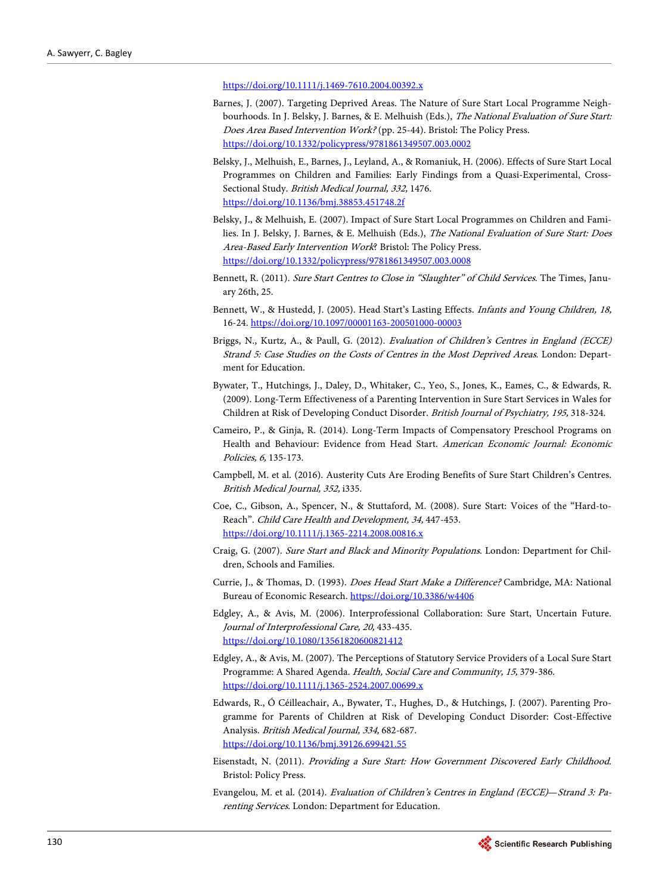https://doi.org/10.1111/j.1469-7610.2004.00392.x

Barnes, J. (2007). Targeting Deprived Areas. The Nature of Sure Start Local Programme Neighbourhoods. In J. Belsky, J. Barnes, & E. Melhuish (Eds.), *The National Evaluation of Sure Start: Does Area Based Intervention Work?* (pp. 25-44). Bristol: The Policy Press. https://doi.org/10.1332/policypress/9781861349507.003.0002

Belsky, J., Melhuish, E., Barnes, J., Leyland, A., & Romaniuk, H. (2006). Effects of Sure Start Local Programmes on Children and Families: Early Findings from a Quasi-Experimental, Cross-Sectional Study. *British Medical Journal, 332,* 1476. https://doi.org/10.1136/bmj.38853.451748.2f

Belsky, J., & Melhuish, E. (2007). Impact of Sure Start Local Programmes on Children and Families. In J. Belsky, J. Barnes, & E. Melhuish (Eds.), *The National Evaluation of Sure Start: Does Area-Based Early Intervention Work*? Bristol: The Policy Press. https://doi.org/10.1332/policypress/9781861349507.003.0008

Bennett, R. (2011). *Sure Start Centres to Close in "Slaughter" of Child Services*. The Times, January 26th, 25.

Bennett, W., & Hustedd, J. (2005). Head Start's Lasting Effects. *Infants and Young Children, 18,* 16-24. https://doi.org/10.1097/00001163-200501000-00003

Briggs, N., Kurtz, A., & Paull, G. (2012). *Evaluation of Children's Centres in England (ECCE) Strand 5: Case Studies on the Costs of Centres in the Most Deprived Areas*. London: Department for Education.

Bywater, T., Hutchings, J., Daley, D., Whitaker, C., Yeo, S., Jones, K., Eames, C., & Edwards, R. (2009). Long-Term Effectiveness of a Parenting Intervention in Sure Start Services in Wales for Children at Risk of Developing Conduct Disorder. *British Journal of Psychiatry, 195,* 318-324.

Cameiro, P., & Ginja, R. (2014). Long-Term Impacts of Compensatory Preschool Programs on Health and Behaviour: Evidence from Head Start. *American Economic Journal: Economic Policies, 6,* 135-173.

Campbell, M. et al. (2016). Austerity Cuts Are Eroding Benefits of Sure Start Children's Centres. *British Medical Journal, 352,* i335.

Coe, C., Gibson, A., Spencer, N., & Stuttaford, M. (2008). Sure Start: Voices of the "Hard-to-Reach". *Child Care Health and Development, 34,* 447-453. https://doi.org/10.1111/j.1365-2214.2008.00816.x

Craig, G. (2007). *Sure Start and Black and Minority Populations*. London: Department for Children, Schools and Families.

Currie, J., & Thomas, D. (1993). *Does Head Start Make a Difference?* Cambridge, MA: National Bureau of Economic Research. https://doi.org/10.3386/w4406

Edgley, A., & Avis, M. (2006). Interprofessional Collaboration: Sure Start, Uncertain Future. *Journal of Interprofessional Care, 20,* 433-435. https://doi.org/10.1080/13561820600821412

Edgley, A., & Avis, M. (2007). The Perceptions of Statutory Service Providers of a Local Sure Start Programme: A Shared Agenda. *Health, Social Care and Community, 15,* 379-386. https://doi.org/10.1111/j.1365-2524.2007.00699.x

Edwards, R., Ó Céilleachair, A., Bywater, T., Hughes, D., & Hutchings, J. (2007). Parenting Programme for Parents of Children at Risk of Developing Conduct Disorder: Cost-Effective Analysis. *British Medical Journal, 334,* 682-687. https://doi.org/10.1136/bmj.39126.699421.55

Eisenstadt, N. (2011). *Providing a Sure Start: How Government Discovered Early Childhood*. Bristol: Policy Press.

Evangelou, M. et al. (2014). *Evaluation of Children's Centres in England (ECCE)—Strand 3: Parenting Services*. London: Department for Education.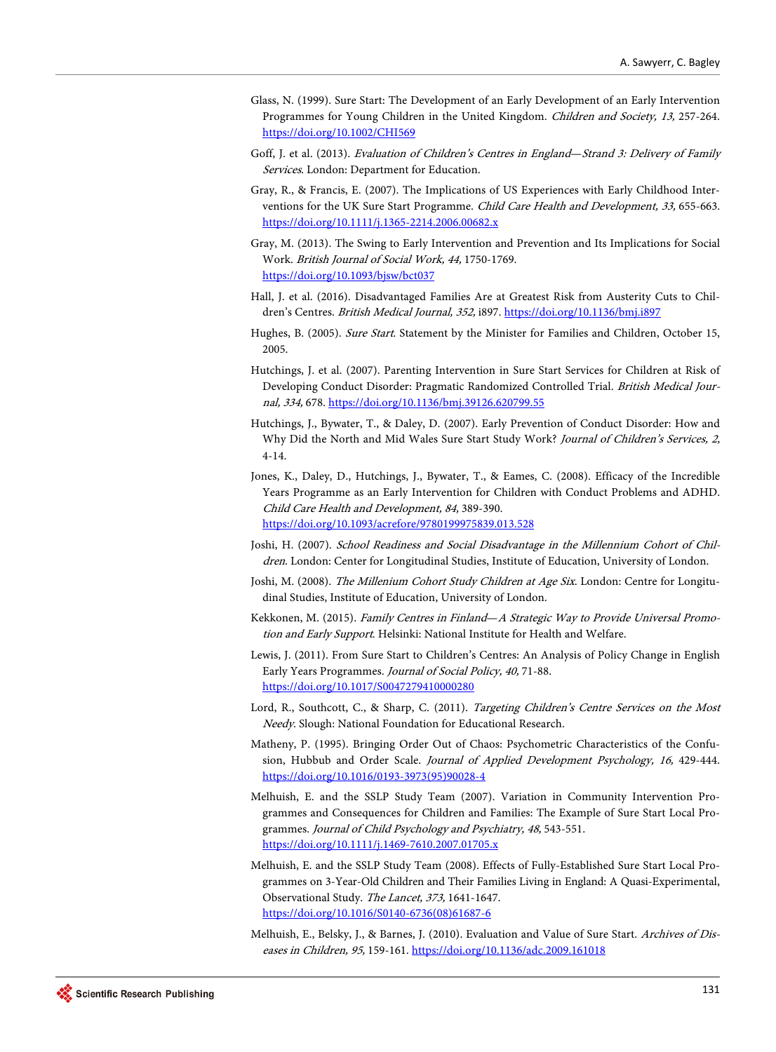Glass, N. (1999). Sure Start: The Development of an Early Development of an Early Intervention Programmes for Young Children in the United Kingdom. *Children and Society, 13,* 257-264. https://doi.org/10.1002/CHI569

Goff, J. et al. (2013). *Evaluation of Children's Centres in England—Strand 3: Delivery of Family Services*. London: Department for Education.

Gray, R., & Francis, E. (2007). The Implications of US Experiences with Early Childhood Interventions for the UK Sure Start Programme. *Child Care Health and Development, 33,* 655-663. https://doi.org/10.1111/j.1365-2214.2006.00682.x

Gray, M. (2013). The Swing to Early Intervention and Prevention and Its Implications for Social Work. *British Journal of Social Work, 44,* 1750-1769. https://doi.org/10.1093/bjsw/bct037

Hall, J. et al. (2016). Disadvantaged Families Are at Greatest Risk from Austerity Cuts to Children's Centres. *British Medical Journal, 352,* i897. https://doi.org/10.1136/bmj.i897

Hughes, B. (2005). *Sure Start*. Statement by the Minister for Families and Children, October 15, 2005.

Hutchings, J. et al. (2007). Parenting Intervention in Sure Start Services for Children at Risk of Developing Conduct Disorder: Pragmatic Randomized Controlled Trial. *British Medical Journal, 334,* 678. https://doi.org/10.1136/bmj.39126.620799.55

Hutchings, J., Bywater, T., & Daley, D. (2007). Early Prevention of Conduct Disorder: How and Why Did the North and Mid Wales Sure Start Study Work? *Journal of Children's Services, 2,* 4-14.

Jones, K., Daley, D., Hutchings, J., Bywater, T., & Eames, C. (2008). Efficacy of the Incredible Years Programme as an Early Intervention for Children with Conduct Problems and ADHD. *Child Care Health and Development, 84,* 389-390. https://doi.org/10.1093/acrefore/9780199975839.013.528

Joshi, H. (2007). *School Readiness and Social Disadvantage in the Millennium Cohort of Children*. London: Center for Longitudinal Studies, Institute of Education, University of London.

Joshi, M. (2008). *The Millenium Cohort Study Children at Age Six*. London: Centre for Longitudinal Studies, Institute of Education, University of London.

Kekkonen, M. (2015). *Family Centres in Finland—A Strategic Way to Provide Universal Promotion and Early Support*. Helsinki: National Institute for Health and Welfare.

Lewis, J. (2011). From Sure Start to Children's Centres: An Analysis of Policy Change in English Early Years Programmes. *Journal of Social Policy, 40,* 71-88. https://doi.org/10.1017/S0047279410000280

Lord, R., Southcott, C., & Sharp, C. (2011). *Targeting Children's Centre Services on the Most Needy*. Slough: National Foundation for Educational Research.

Matheny, P. (1995). Bringing Order Out of Chaos: Psychometric Characteristics of the Confusion, Hubbub and Order Scale. *Journal of Applied Development Psychology, 16,* 429-444. https://doi.org/10.1016/0193-3973(95)90028-4

Melhuish, E. and the SSLP Study Team (2007). Variation in Community Intervention Programmes and Consequences for Children and Families: The Example of Sure Start Local Programmes. *Journal of Child Psychology and Psychiatry, 48,* 543-551. https://doi.org/10.1111/j.1469-7610.2007.01705.x

Melhuish, E. and the SSLP Study Team (2008). Effects of Fully-Established Sure Start Local Programmes on 3-Year-Old Children and Their Families Living in England: A Quasi-Experimental, Observational Study. *The Lancet, 373,* 1641-1647. https://doi.org/10.1016/S0140-6736(08)61687-6

Melhuish, E., Belsky, J., & Barnes, J. (2010). Evaluation and Value of Sure Start. *Archives of Diseases in Children, 95,* 159-161. https://doi.org/10.1136/adc.2009.161018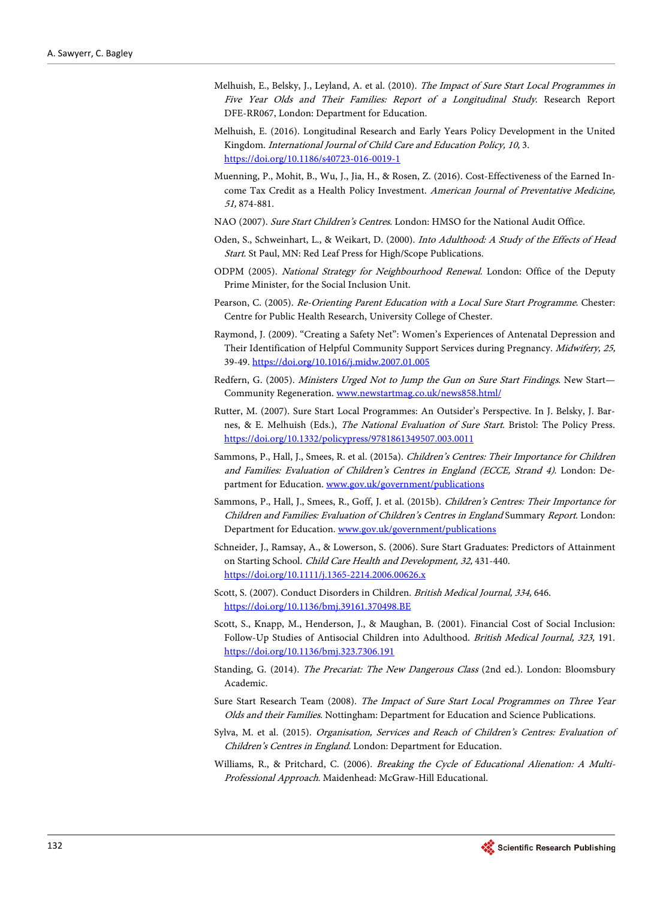Melhuish, E., Belsky, J., Leyland, A. et al. (2010). *The Impact of Sure Start Local Programmes in Five Year Olds and Their Families: Report of a Longitudinal Study*. Research Report DFE-RR067, London: Department for Education.

Melhuish, E. (2016). Longitudinal Research and Early Years Policy Development in the United Kingdom. *International Journal of Child Care and Education Policy, 10,* 3. https://doi.org/10.1186/s40723-016-0019-1

Muenning, P., Mohit, B., Wu, J., Jia, H., & Rosen, Z. (2016). Cost-Effectiveness of the Earned Income Tax Credit as a Health Policy Investment. *American Journal of Preventative Medicine, 51,* 874-881.

NAO (2007). *Sure Start Children's Centres*. London: HMSO for the National Audit Office.

Oden, S., Schweinhart, L., & Weikart, D. (2000). *Into Adulthood: A Study of the Effects of Head Start*. St Paul, MN: Red Leaf Press for High/Scope Publications.

ODPM (2005). *National Strategy for Neighbourhood Renewal*. London: Office of the Deputy Prime Minister, for the Social Inclusion Unit.

Pearson, C. (2005). *Re-Orienting Parent Education with a Local Sure Start Programme*. Chester: Centre for Public Health Research, University College of Chester.

Raymond, J. (2009). "Creating a Safety Net": Women's Experiences of Antenatal Depression and Their Identification of Helpful Community Support Services during Pregnancy. *Midwifery, 25,* 39-49. https://doi.org/10.1016/j.midw.2007.01.005

Redfern, G. (2005). *Ministers Urged Not to Jump the Gun on Sure Start Findings*. New Start—Community Regeneration. www.newstartmag.co.uk/news858.html/

Rutter, M. (2007). Sure Start Local Programmes: An Outsider's Perspective. In J. Belsky, J. Barnes, & E. Melhuish (Eds.), *The National Evaluation of Sure Start*. Bristol: The Policy Press. https://doi.org/10.1332/policypress/9781861349507.003.0011

Sammons, P., Hall, J., Smees, R. et al. (2015a). *Children's Centres: Their Importance for Children and Families: Evaluation of Children's Centres in England (ECCE, Strand 4)*. London: Department for Education. www.gov.uk/government/publications

Sammons, P., Hall, J., Smees, R., Goff, J. et al. (2015b). *Children's Centres: Their Importance for Children and Families: Evaluation of Children's Centres in England* Summary *Report*. London: Department for Education. www.gov.uk/government/publications

Schneider, J., Ramsay, A., & Lowerson, S. (2006). Sure Start Graduates: Predictors of Attainment on Starting School. *Child Care Health and Development, 32,* 431-440. https://doi.org/10.1111/j.1365-2214.2006.00626.x

Scott, S. (2007). Conduct Disorders in Children. *British Medical Journal, 334,* 646. https://doi.org/10.1136/bmj.39161.370498.BE

Scott, S., Knapp, M., Henderson, J., & Maughan, B. (2001). Financial Cost of Social Inclusion: Follow-Up Studies of Antisocial Children into Adulthood. *British Medical Journal, 323,* 191. https://doi.org/10.1136/bmj.323.7306.191

Standing, G. (2014). *The Precariat: The New Dangerous Class* (2nd ed.). London: Bloomsbury Academic.

Sure Start Research Team (2008). *The Impact of Sure Start Local Programmes on Three Year Olds and their Families*. Nottingham: Department for Education and Science Publications.

Sylva, M. et al. (2015). *Organisation, Services and Reach of Children's Centres: Evaluation of Children's Centres in England*. London: Department for Education.

Williams, R., & Pritchard, C. (2006). *Breaking the Cycle of Educational Alienation: A Multi-Professional Approach*. Maidenhead: McGraw-Hill Educational.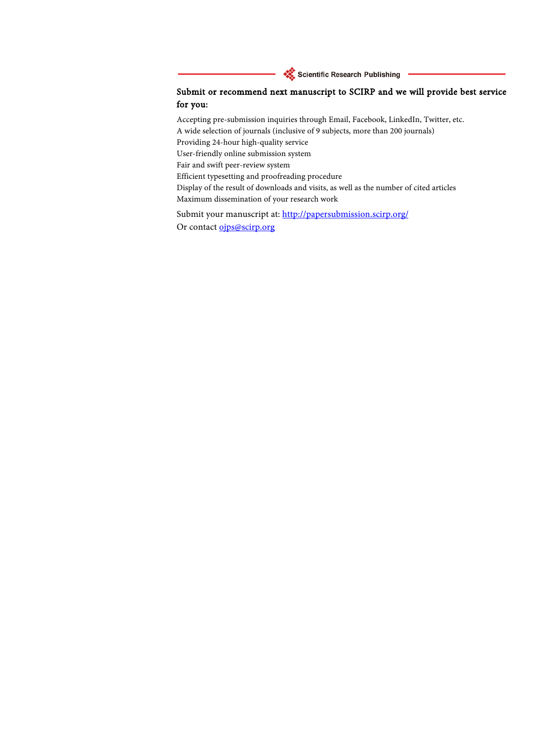Scientific Research Publishing

**Submit or recommend next manuscript to SCIRP and we will provide best service for you:**

Accepting pre-submission inquiries through Email, Facebook, LinkedIn, Twitter, etc.
A wide selection of journals (inclusive of 9 subjects, more than 200 journals)
Providing 24-hour high-quality service
User-friendly online submission system
Fair and swift peer-review system
Efficient typesetting and proofreading procedure
Display of the result of downloads and visits, as well as the number of cited articles
Maximum dissemination of your research work

Submit your manuscript at: http://papersubmission.scirp.org/
Or contact ojps@scirp.org